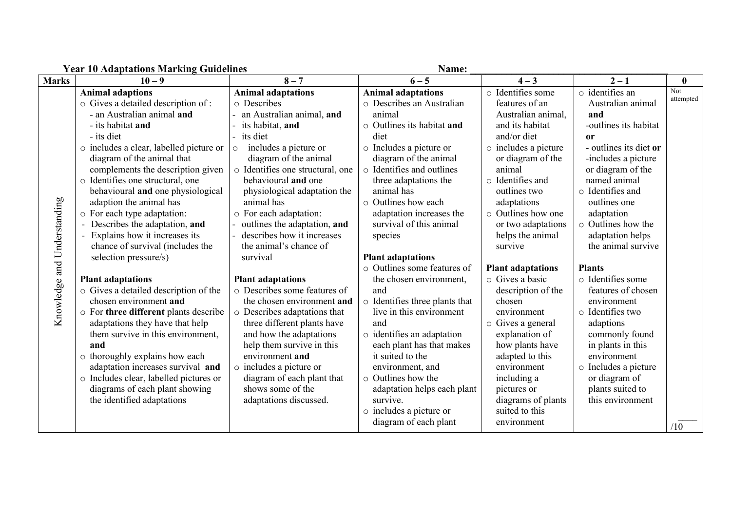**Year 10 Adaptations Marking Guidelines** **Name:** ______________________________

| Marks | 10 – 9 | 8 – 7 | 6 – 5 | 4 – 3 | 2 – 1 | 0 |
|---|---|---|---|---|---|---|
| Knowledge and Understanding | **Animal adaptions**<br>○ Gives a detailed description of :<br>- an Australian animal **and**<br>- its habitat **and**<br>- its diet<br>○ includes a clear, labelled picture or diagram of the animal that complements the description given<br>○ Identifies one structural, one behavioural **and** one physiological adaption the animal has<br>○ For each type adaptation:<br>- Describes the adaptation, **and**<br>- Explains how it increases its chance of survival (includes the selection pressure/s)<br><br>**Plant adaptations**<br>○ Gives a detailed description of the chosen environment **and**<br>○ For **three different** plants describe adaptations they have that help them survive in this environment, **and**<br>○ thoroughly explains how each adaptation increases survival **and**<br>○ Includes clear, labelled pictures or diagrams of each plant showing the identified adaptations | **Animal adaptations**<br>○ Describes<br>- an Australian animal, **and**<br>- its habitat, **and**<br>- its diet<br>○ includes a picture or diagram of the animal<br>○ Identifies one structural, one behavioural **and** one physiological adaptation the animal has<br>○ For each adaptation:<br>- outlines the adaptation, **and**<br>- describes how it increases the animal's chance of survival<br><br>**Plant adaptations**<br>○ Describes some features of the chosen environment **and**<br>○ Describes adaptations that three different plants have and how the adaptations help them survive in this environment **and**<br>○ includes a picture or diagram of each plant that shows some of the adaptations discussed. | **Animal adaptations**<br>○ Describes an Australian animal<br>○ Outlines its habitat **and** diet<br>○ Includes a picture or diagram of the animal<br>○ Identifies and outlines three adaptations the animal has<br>○ Outlines how each adaptation increases the survival of this animal species<br><br>**Plant adaptations**<br>○ Outlines some features of the chosen environment, and<br>○ Identifies three plants that live in this environment and<br>○ identifies an adaptation each plant has that makes it suited to the environment, and<br>○ Outlines how the adaptation helps each plant survive.<br>○ includes a picture or diagram of each plant | ○ Identifies some features of an Australian animal, and its habitat and/or diet<br>○ includes a picture or diagram of the animal<br>○ Identifies and outlines two adaptations<br>○ Outlines how one or two adaptations helps the animal survive<br><br>**Plant adaptations**<br>○ Gives a basic description of the chosen environment<br>○ Gives a general explanation of how plants have adapted to this environment including a pictures or diagrams of plants suited to this environment | ○ identifies an Australian animal **and**<br>-outlines its habitat **or**<br>- outlines its diet **or**<br>-includes a picture or diagram of the named animal<br>○ Identifies and outlines one adaptation<br>○ Outlines how the adaptation helps the animal survive<br><br>**Plants**<br>○ Identifies some features of chosen environment<br>○ Identifies two adaptions commonly found in plants in this environment<br>○ Includes a picture or diagram of plants suited to this environment | Not attempted<br><br>____<br>/10 |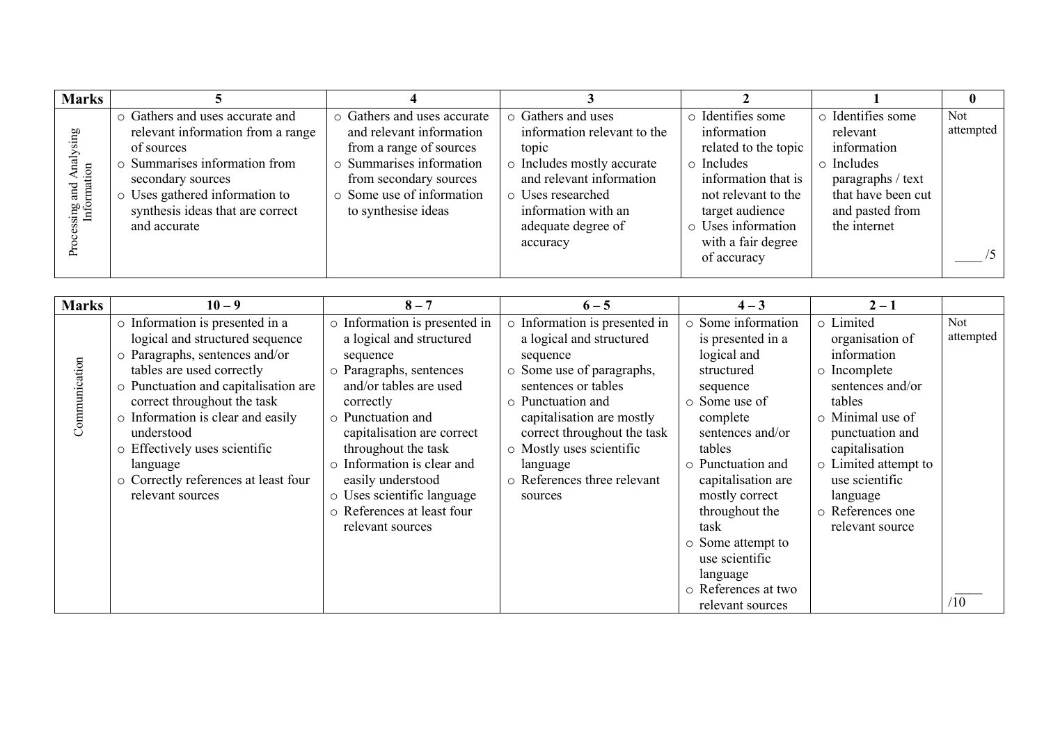| Marks | 5 | 4 | 3 | 2 | 1 | 0 |
|---|---|---|---|---|---|---|
| Processing and Analysing Information | ○ Gathers and uses accurate and relevant information from a range of sources<br>○ Summarises information from secondary sources<br>○ Uses gathered information to synthesis ideas that are correct and accurate | ○ Gathers and uses accurate and relevant information from a range of sources<br>○ Summarises information from secondary sources<br>○ Some use of information to synthesise ideas | ○ Gathers and uses information relevant to the topic<br>○ Includes mostly accurate and relevant information<br>○ Uses researched information with an adequate degree of accuracy | ○ Identifies some information related to the topic<br>○ Includes information that is not relevant to the target audience<br>○ Uses information with a fair degree of accuracy | ○ Identifies some relevant information<br>○ Includes paragraphs / text that have been cut and pasted from the internet | Not attempted<br><br>____ /5 |

| Marks | 10 – 9 | 8 – 7 | 6 – 5 | 4 – 3 | 2 – 1 | |
|---|---|---|---|---|---|---|
| Communication | ○ Information is presented in a logical and structured sequence<br>○ Paragraphs, sentences and/or tables are used correctly<br>○ Punctuation and capitalisation are correct throughout the task<br>○ Information is clear and easily understood<br>○ Effectively uses scientific language<br>○ Correctly references at least four relevant sources | ○ Information is presented in a logical and structured sequence<br>○ Paragraphs, sentences and/or tables are used correctly<br>○ Punctuation and capitalisation are correct throughout the task<br>○ Information is clear and easily understood<br>○ Uses scientific language<br>○ References at least four relevant sources | ○ Information is presented in a logical and structured sequence<br>○ Some use of paragraphs, sentences or tables<br>○ Punctuation and capitalisation are mostly correct throughout the task<br>○ Mostly uses scientific language<br>○ References three relevant sources | ○ Some information is presented in a logical and structured sequence<br>○ Some use of complete sentences and/or tables<br>○ Punctuation and capitalisation are mostly correct throughout the task<br>○ Some attempt to use scientific language<br>○ References at two relevant sources | ○ Limited organisation of information<br>○ Incomplete sentences and/or tables<br>○ Minimal use of punctuation and capitalisation<br>○ Limited attempt to use scientific language<br>○ References one relevant source | Not attempted<br><br>____ /10 |